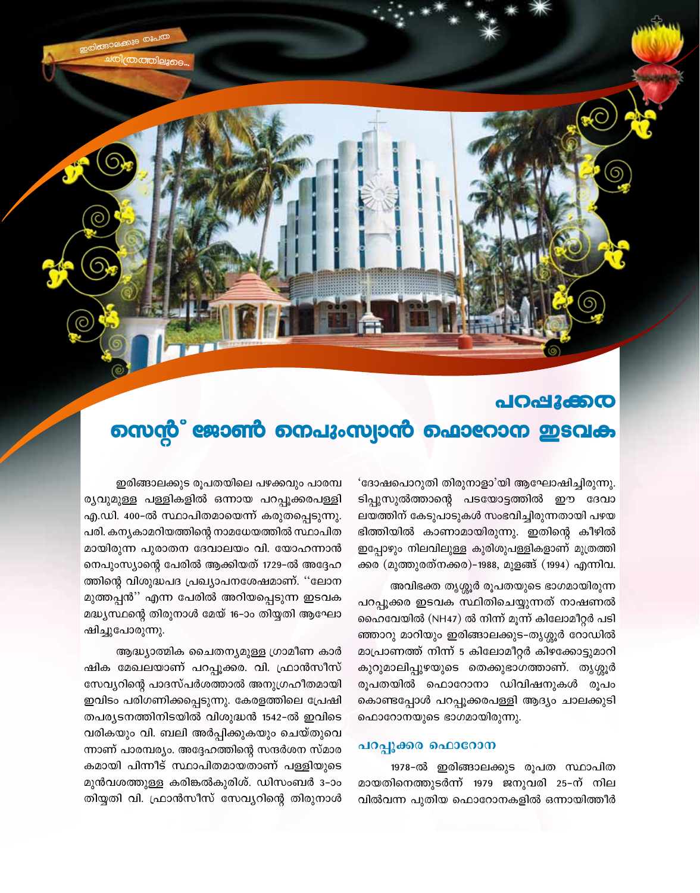# പറപ്പൂക്കര
# സെന്റ് ജോൺ നെപുംസ്യാൻ ഫൊറോന ഇടവക

ഇരിങ്ങാലക്കുട രൂപതയിലെ പഴക്കവും പാരമ്പര്യവുമുള്ള പള്ളികളിൽ ഒന്നായ പറപ്പൂക്കരപള്ളി എ.ഡി. 400-ൽ സ്ഥാപിതമായെന്ന് കരുതപ്പെടുന്നു. പരി. കന്യകാമറിയത്തിന്റെ നാമധേയത്തിൽ സ്ഥാപിതമായിരുന്ന പുരാതന ദേവാലയം വി. യോഹന്നാൻ നെപുംസ്യാന്റെ പേരിൽ ആക്കിയത് 1729-ൽ അദ്ദേഹത്തിന്റെ വിശുദ്ധപദ പ്രഖ്യാപനശേഷമാണ്. "ലോന മുത്തപ്പൻ" എന്ന പേരിൽ അറിയപ്പെടുന്ന ഇടവക മദ്ധ്യസ്ഥന്റെ തിരുനാൾ മേയ് 16-ാം തിയ്യതി ആഘോഷിച്ചുപോരുന്നു.

ആദ്ധ്യാത്മിക ചൈതന്യമുള്ള ഗ്രാമീണ കാർഷിക മേഖലയാണ് പറപ്പൂക്കര. വി. ഫ്രാൻസീസ് സേവ്യറിന്റെ പാദസ്പർശത്താൽ അനുഗ്രഹീതമായി ഇവിടം പരിഗണിക്കപ്പെടുന്നു. കേരളത്തിലെ പ്രേഷിതപര്യടനത്തിനിടയിൽ വിശുദ്ധൻ 1542-ൽ ഇവിടെ വരികയും വി. ബലി അർപ്പിക്കുകയും ചെയ്തുവെന്നാണ് പാരമ്പര്യം. അദ്ദേഹത്തിന്റെ സന്ദർശന സ്മാരകമായി പിന്നീട് സ്ഥാപിതമായതാണ് പള്ളിയുടെ മുൻവശത്തുള്ള കരിങ്കൽകുരിശ്. ഡിസംബർ 3-ാം തിയ്യതി വി. ഫ്രാൻസീസ് സേവ്യറിന്റെ തിരുനാൾ 'ദോഷപൊറുതി തിരുനാളാ'യി ആഘോഷിച്ചിരുന്നു. ടിപ്പുസുൽത്താന്റെ പടയോട്ടത്തിൽ ഈ ദേവാലയത്തിന് കേടുപാടുകൾ സംഭവിച്ചിരുന്നതായി പഴയ ഭിത്തിയിൽ കാണാമായിരുന്നു. ഇതിന്റെ കീഴിൽ ഇപ്പോഴും നിലവിലുള്ള കുരിശുപള്ളികളാണ് മുത്രത്തിക്കര (മുത്തുരത്നക്കര)-1988, മുളങ്ങ് (1994) എന്നിവ.

അവിഭക്ത തൃശ്ശൂർ രൂപതയുടെ ഭാഗമായിരുന്ന പറപ്പൂക്കര ഇടവക സ്ഥിതിചെയ്യുന്നത് നാഷണൽ ഹൈവേയിൽ (NH47) ൽ നിന്ന് മൂന്ന് കിലോമീറ്റർ പടിഞ്ഞാറു മാറിയും ഇരിങ്ങാലക്കുട-തൃശ്ശൂർ റോഡിൽ മാപ്രാണത്ത് നിന്ന് 5 കിലോമീറ്റർ കിഴക്കോട്ടുമാറി കുറുമാലിപ്പുഴയുടെ തെക്കുഭാഗത്താണ്. തൃശ്ശൂർ രൂപതയിൽ ഫൊറോനാ ഡിവിഷനുകൾ രൂപം കൊണ്ടപ്പോൾ പറപ്പൂക്കരപള്ളി ആദ്യം ചാലക്കുടി ഫൊറോനയുടെ ഭാഗമായിരുന്നു.

## പറപ്പൂക്കര ഫൊറോന

1978-ൽ ഇരിങ്ങാലക്കുട രൂപത സ്ഥാപിതമായതിനെത്തുടർന്ന് 1979 ജനുവരി 25-ന് നിലവിൽവന്ന പുതിയ ഫൊറോനകളിൽ ഒന്നായിത്തീർ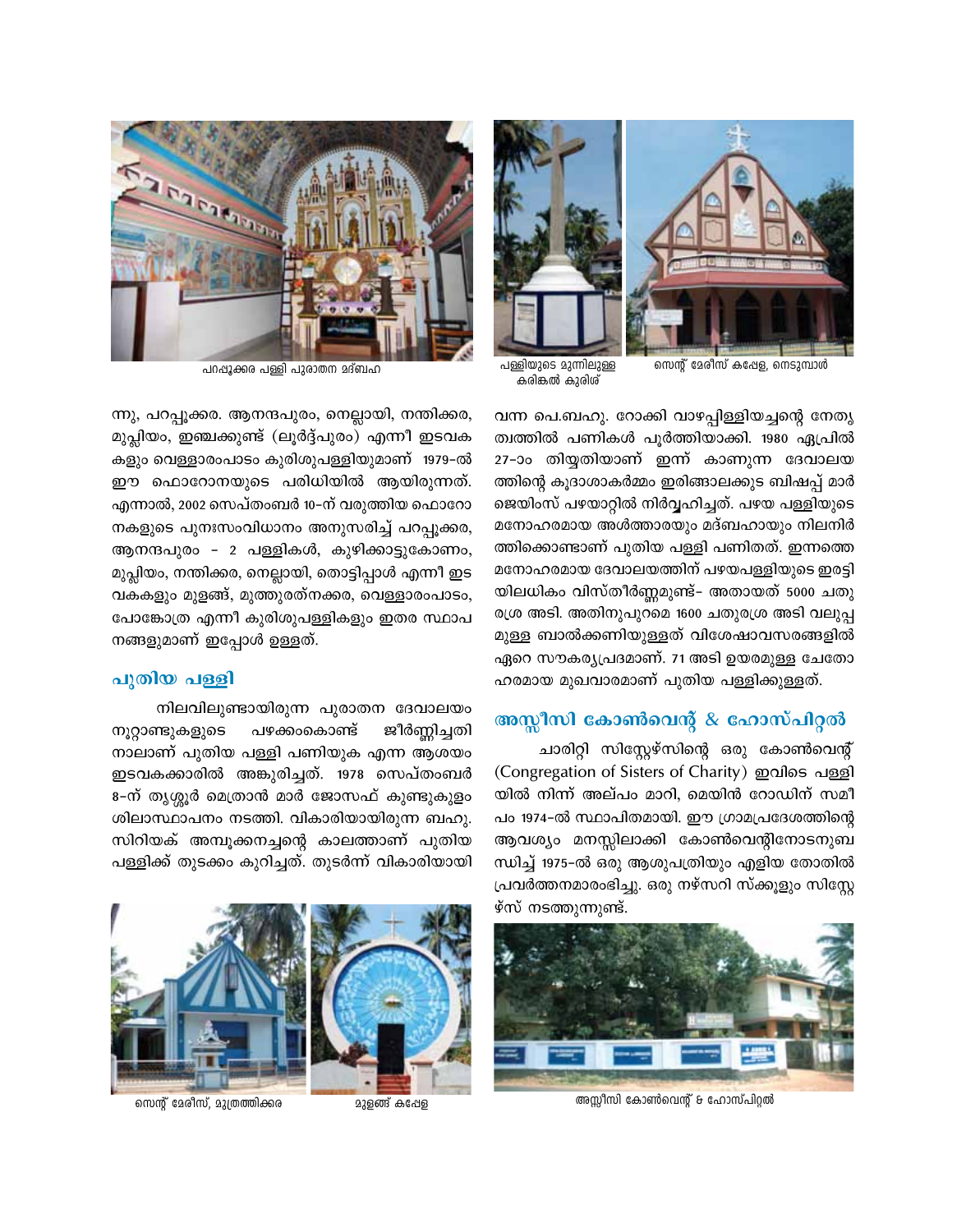പറപ്പൂക്കര പള്ളി പുരാതന മദ്ബഹ

പള്ളിയുടെ മുന്നിലുള്ള കരിങ്കൽ കുരിശ്

സെന്റ് മേരീസ് കപ്പേള, നെടുമ്പാൾ

ന്നു, പറപ്പൂക്കര. ആനന്ദപുരം, നെല്ലായി, നന്തിക്കര, മുപ്ലിയം, ഇഞ്ചക്കുണ്ട് (ലൂർദ്ദ്പുരം) എന്നീ ഇടവകകളും വെള്ളാരംപാടം കുരിശുപള്ളിയുമാണ് 1979-ൽ ഈ ഫൊറോനയുടെ പരിധിയിൽ ആയിരുന്നത്. എന്നാൽ, 2002 സെപ്തംബർ 10-ന് വരുത്തിയ ഫൊറോനകളുടെ പുനഃസംവിധാനം അനുസരിച്ച് പറപ്പൂക്കര, ആനന്ദപുരം - 2 പള്ളികൾ, കുഴിക്കാട്ടുകോണം, മുപ്ലിയം, നന്തിക്കര, നെല്ലായി, തൊട്ടിപ്പാൾ എന്നീ ഇടവകകളും മുളങ്ങ്, മുത്തുരത്നക്കര, വെള്ളാരംപാടം, പോങ്കോത്ര എന്നീ കുരിശുപള്ളികളും ഇതര സ്ഥാപനങ്ങളുമാണ് ഇപ്പോൾ ഉള്ളത്.

## പുതിയ പള്ളി

നിലവിലുണ്ടായിരുന്ന പുരാതന ദേവാലയം നൂറ്റാണ്ടുകളുടെ പഴക്കംകൊണ്ട് ജീർണ്ണിച്ചതിനാലാണ് പുതിയ പള്ളി പണിയുക എന്ന ആശയം ഇടവകക്കാരിൽ അങ്കുരിച്ചത്. 1978 സെപ്തംബർ 8-ന് തൃശ്ശൂർ മെത്രാൻ മാർ ജോസഫ് കുണ്ടുകുളം ശിലാസ്ഥാപനം നടത്തി. വികാരിയായിരുന്ന ബഹു. സിറിയക് അമ്പൂക്കനച്ചന്റെ കാലത്താണ് പുതിയ പള്ളിക്ക് തുടക്കം കുറിച്ചത്. തുടർന്ന് വികാരിയായി വന്ന പെ.ബഹു. റോക്കി വാഴപ്പിള്ളിയച്ചന്റെ നേതൃത്വത്തിൽ പണികൾ പൂർത്തിയാക്കി. 1980 ഏപ്രിൽ 27-ാം തിയ്യതിയാണ് ഇന്ന് കാണുന്ന ദേവാലയത്തിന്റെ കൂദാശാകർമ്മം ഇരിങ്ങാലക്കുട ബിഷപ്പ് മാർ ജെയിംസ് പഴയാറ്റിൽ നിർവ്വഹിച്ചത്. പഴയ പള്ളിയുടെ മനോഹരമായ അൾത്താരയും മദ്ബഹായും നിലനിർത്തിക്കൊണ്ടാണ് പുതിയ പള്ളി പണിതത്. ഇന്നത്തെ മനോഹരമായ ദേവാലയത്തിന് പഴയപള്ളിയുടെ ഇരട്ടിയിലധികം വിസ്തീർണ്ണമുണ്ട്- അതായത് 5000 ചതുരശ്ര അടി. അതിനുപുറമെ 1600 ചതുരശ്ര അടി വലുപ്പമുള്ള ബാൽക്കണിയുള്ളത് വിശേഷാവസരങ്ങളിൽ ഏറെ സൗകര്യപ്രദമാണ്. 71 അടി ഉയരമുള്ള ചേതോഹരമായ മുഖവാരമാണ് പുതിയ പള്ളിക്കുള്ളത്.

## അസ്സീസി കോൺവെന്റ് & ഹോസ്പിറ്റൽ

ചാരിറ്റി സിസ്റ്റേഴ്സിന്റെ ഒരു കോൺവെന്റ് (Congregation of Sisters of Charity) ഇവിടെ പള്ളിയിൽ നിന്ന് അല്പം മാറി, മെയിൻ റോഡിന് സമീപം 1974-ൽ സ്ഥാപിതമായി. ഈ ഗ്രാമപ്രദേശത്തിന്റെ ആവശ്യം മനസ്സിലാക്കി കോൺവെന്റിനോടനുബന്ധിച്ച് 1975-ൽ ഒരു ആശുപത്രിയും എളിയ തോതിൽ പ്രവർത്തനമാരംഭിച്ചു. ഒരു നഴ്സറി സ്ക്കൂളും സിസ്റ്റേഴ്സ് നടത്തുന്നുണ്ട്.

സെന്റ് മേരീസ്, മുത്രത്തിക്കര

മുളങ്ങ് കപ്പേള

അസ്സീസി കോൺവെന്റ് & ഹോസ്പിറ്റൽ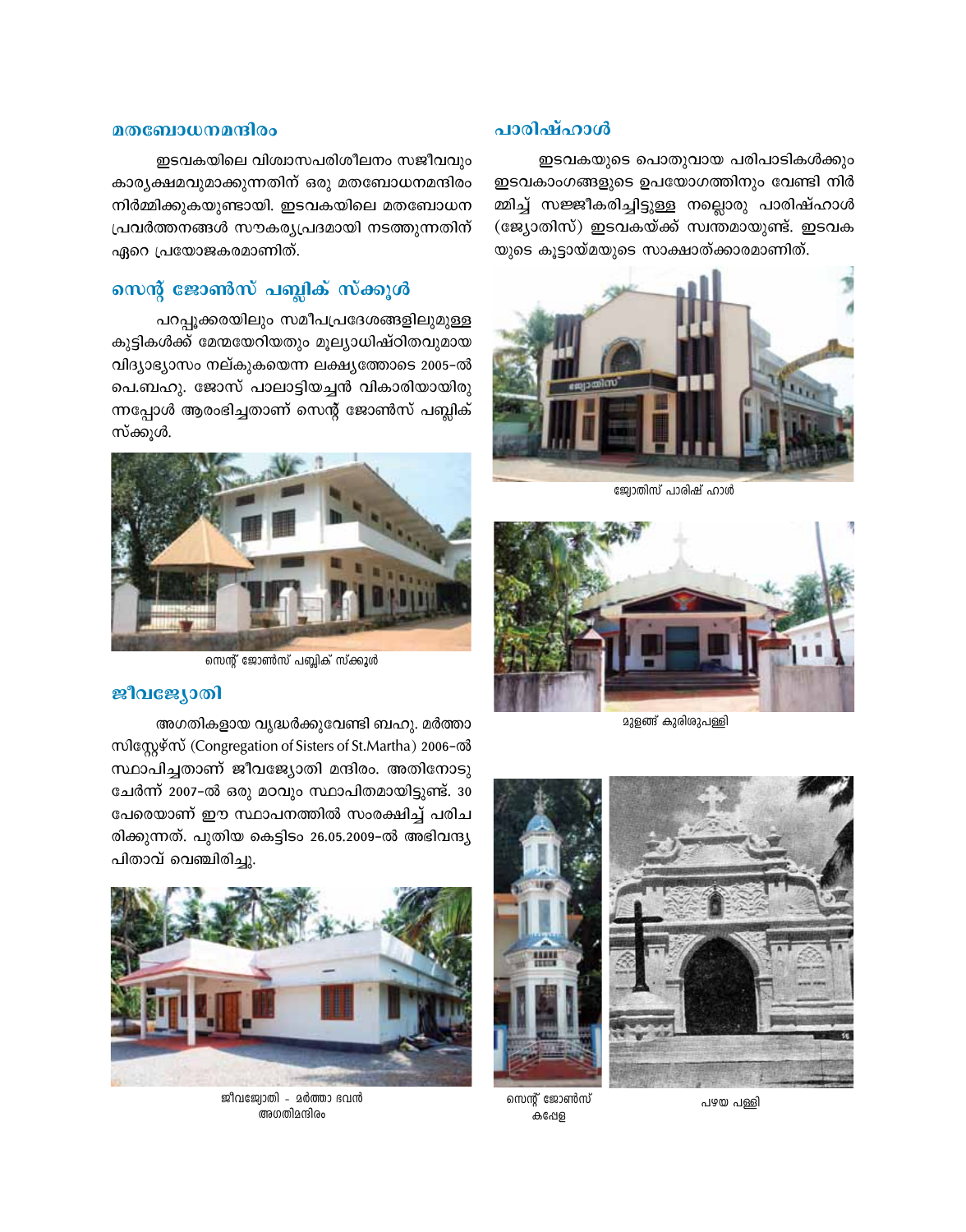## മതബോധനമന്ദിരം

ഇടവകയിലെ വിശ്വാസപരിശീലനം സജീവവും കാര്യക്ഷമവുമാക്കുന്നതിന് ഒരു മതബോധനമന്ദിരം നിർമ്മിക്കുകയുണ്ടായി. ഇടവകയിലെ മതബോധന പ്രവർത്തനങ്ങൾ സൗകര്യപ്രദമായി നടത്തുന്നതിന് ഏറെ പ്രയോജകരമാണിത്.

## സെന്റ് ജോൺസ് പബ്ലിക് സ്ക്കൂൾ

പറപ്പൂക്കരയിലും സമീപപ്രദേശങ്ങളിലുമുള്ള കുട്ടികൾക്ക് മേന്മയേറിയതും മൂല്യാധിഷ്ഠിതവുമായ വിദ്യാഭ്യാസം നല്കുകയെന്ന ലക്ഷ്യത്തോടെ 2005-ൽ പെ.ബഹു. ജോസ് പാലാട്ടിയച്ചൻ വികാരിയായിരുന്നപ്പോൾ ആരംഭിച്ചതാണ് സെന്റ് ജോൺസ് പബ്ലിക് സ്ക്കൂൾ.

സെന്റ് ജോൺസ് പബ്ലിക് സ്ക്കൂൾ

## ജീവജ്യോതി

അഗതികളായ വൃദ്ധർക്കുവേണ്ടി ബഹു. മർത്താ സിസ്റ്റേഴ്സ് (Congregation of Sisters of St.Martha) 2006-ൽ സ്ഥാപിച്ചതാണ് ജീവജ്യോതി മന്ദിരം. അതിനോടു ചേർന്ന് 2007-ൽ ഒരു മഠവും സ്ഥാപിതമായിട്ടുണ്ട്. 30 പേരെയാണ് ഈ സ്ഥാപനത്തിൽ സംരക്ഷിച്ച് പരിചരിക്കുന്നത്. പുതിയ കെട്ടിടം 26.05.2009-ൽ അഭിവന്ദ്യ പിതാവ് വെഞ്ചിരിച്ചു.

ജീവജ്യോതി - മർത്താ ഭവൻ
അഗതിമന്ദിരം

## പാരിഷ്ഹാൾ

ഇടവകയുടെ പൊതുവായ പരിപാടികൾക്കും ഇടവകാംഗങ്ങളുടെ ഉപയോഗത്തിനും വേണ്ടി നിർമ്മിച്ച് സജ്ജീകരിച്ചിട്ടുള്ള നല്ലൊരു പാരിഷ്ഹാൾ (ജ്യോതിസ്) ഇടവകയ്ക്ക് സ്വന്തമായുണ്ട്. ഇടവകയുടെ കൂട്ടായ്മയുടെ സാക്ഷാത്ക്കാരമാണിത്.

ജ്യോതിസ് പാരിഷ് ഹാൾ

മുളങ്ങ് കുരിശുപള്ളി

സെന്റ് ജോൺസ്
കപ്പേള

പഴയ പള്ളി